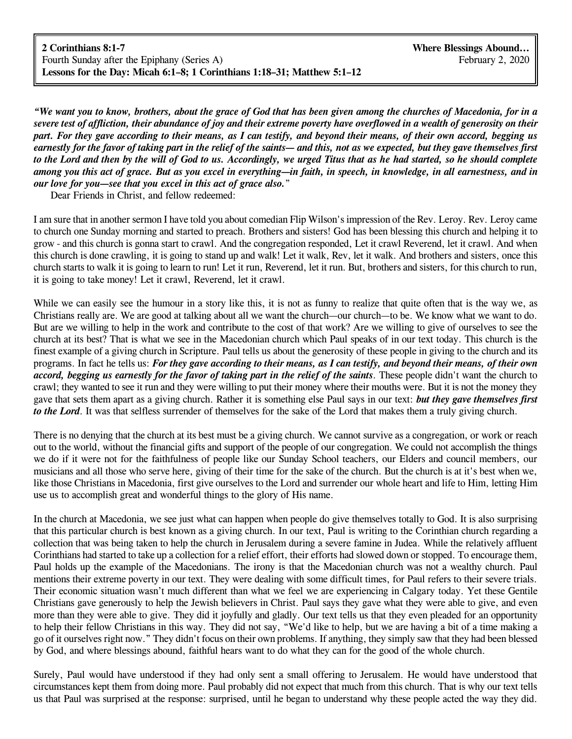**2 Corinthians 8:1-7** **Where Blessings Abound…**
Fourth Sunday after the Epiphany (Series A) February 2, 2020
**Lessons for the Day: Micah 6:1–8; 1 Corinthians 1:18–31; Matthew 5:1–12**

***"We want you to know, brothers, about the grace of God that has been given among the churches of Macedonia, for in a severe test of affliction, their abundance of joy and their extreme poverty have overflowed in a wealth of generosity on their part. For they gave according to their means, as I can testify, and beyond their means, of their own accord, begging us earnestly for the favor of taking part in the relief of the saints— and this, not as we expected, but they gave themselves first to the Lord and then by the will of God to us. Accordingly, we urged Titus that as he had started, so he should complete among you this act of grace. But as you excel in everything—in faith, in speech, in knowledge, in all earnestness, and in our love for you—see that you excel in this act of grace also."***

Dear Friends in Christ, and fellow redeemed:

I am sure that in another sermon I have told you about comedian Flip Wilson's impression of the Rev. Leroy. Rev. Leroy came to church one Sunday morning and started to preach. Brothers and sisters! God has been blessing this church and helping it to grow - and this church is gonna start to crawl. And the congregation responded, Let it crawl Reverend, let it crawl. And when this church is done crawling, it is going to stand up and walk! Let it walk, Rev, let it walk. And brothers and sisters, once this church starts to walk it is going to learn to run! Let it run, Reverend, let it run. But, brothers and sisters, for this church to run, it is going to take money! Let it crawl, Reverend, let it crawl.

While we can easily see the humour in a story like this, it is not as funny to realize that quite often that is the way we, as Christians really are. We are good at talking about all we want the church—our church—to be. We know what we want to do. But are we willing to help in the work and contribute to the cost of that work? Are we willing to give of ourselves to see the church at its best? That is what we see in the Macedonian church which Paul speaks of in our text today. This church is the finest example of a giving church in Scripture. Paul tells us about the generosity of these people in giving to the church and its programs. In fact he tells us: ***For they gave according to their means, as I can testify, and beyond their means, of their own accord, begging us earnestly for the favor of taking part in the relief of the saints***. These people didn't want the church to crawl; they wanted to see it run and they were willing to put their money where their mouths were. But it is not the money they gave that sets them apart as a giving church. Rather it is something else Paul says in our text: ***but they gave themselves first to the Lord***. It was that selfless surrender of themselves for the sake of the Lord that makes them a truly giving church.

There is no denying that the church at its best must be a giving church. We cannot survive as a congregation, or work or reach out to the world, without the financial gifts and support of the people of our congregation. We could not accomplish the things we do if it were not for the faithfulness of people like our Sunday School teachers, our Elders and council members, our musicians and all those who serve here, giving of their time for the sake of the church. But the church is at it's best when we, like those Christians in Macedonia, first give ourselves to the Lord and surrender our whole heart and life to Him, letting Him use us to accomplish great and wonderful things to the glory of His name.

In the church at Macedonia, we see just what can happen when people do give themselves totally to God. It is also surprising that this particular church is best known as a giving church. In our text, Paul is writing to the Corinthian church regarding a collection that was being taken to help the church in Jerusalem during a severe famine in Judea. While the relatively affluent Corinthians had started to take up a collection for a relief effort, their efforts had slowed down or stopped. To encourage them, Paul holds up the example of the Macedonians. The irony is that the Macedonian church was not a wealthy church. Paul mentions their extreme poverty in our text. They were dealing with some difficult times, for Paul refers to their severe trials. Their economic situation wasn't much different than what we feel we are experiencing in Calgary today. Yet these Gentile Christians gave generously to help the Jewish believers in Christ. Paul says they gave what they were able to give, and even more than they were able to give. They did it joyfully and gladly. Our text tells us that they even pleaded for an opportunity to help their fellow Christians in this way. They did not say, "We'd like to help, but we are having a bit of a time making a go of it ourselves right now." They didn't focus on their own problems. If anything, they simply saw that they had been blessed by God, and where blessings abound, faithful hears want to do what they can for the good of the whole church.

Surely, Paul would have understood if they had only sent a small offering to Jerusalem. He would have understood that circumstances kept them from doing more. Paul probably did not expect that much from this church. That is why our text tells us that Paul was surprised at the response: surprised, until he began to understand why these people acted the way they did.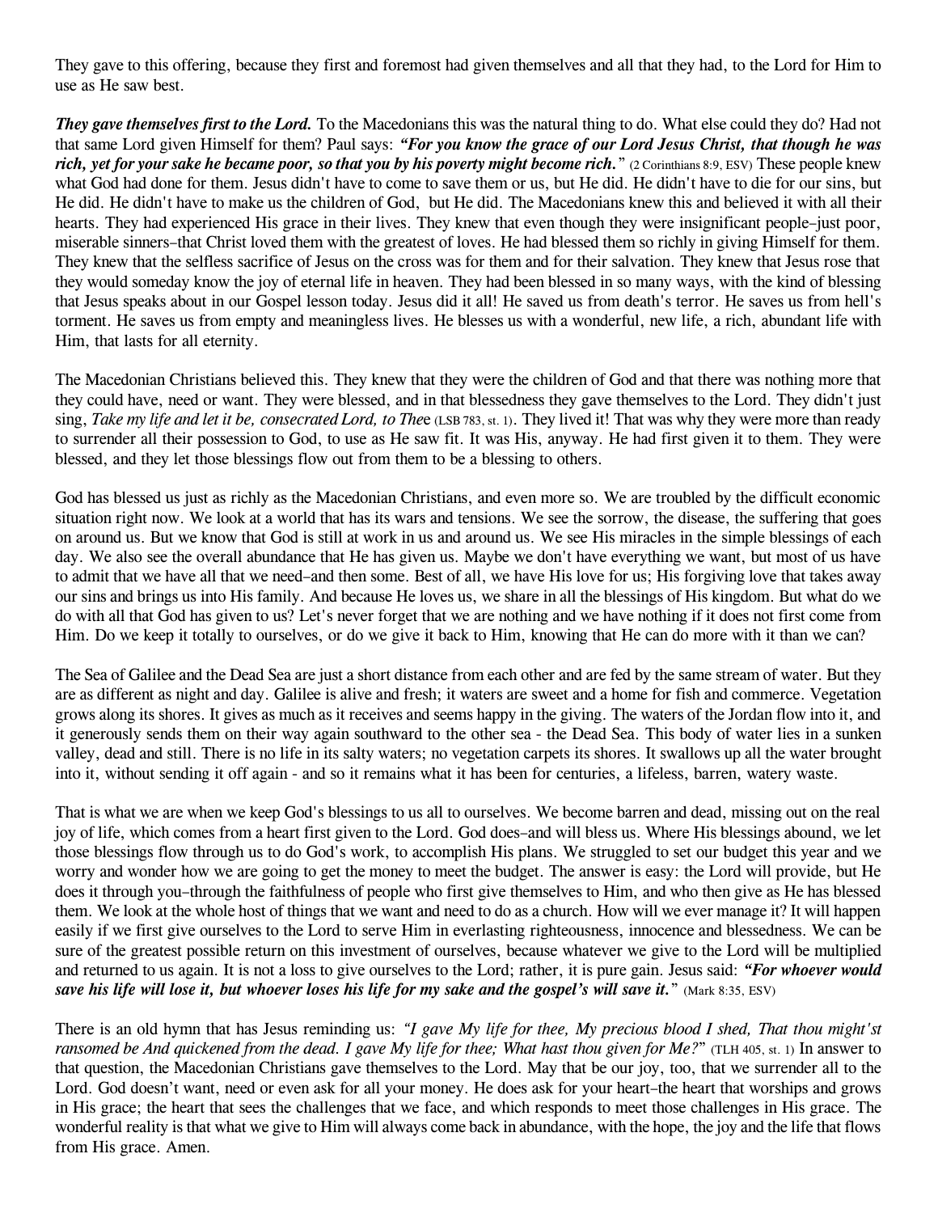They gave to this offering, because they first and foremost had given themselves and all that they had, to the Lord for Him to use as He saw best.

***They gave themselves first to the Lord.*** To the Macedonians this was the natural thing to do. What else could they do? Had not that same Lord given Himself for them? Paul says: ***"For you know the grace of our Lord Jesus Christ, that though he was rich, yet for your sake he became poor, so that you by his poverty might become rich."*** (2 Corinthians 8:9, ESV) These people knew what God had done for them. Jesus didn't have to come to save them or us, but He did. He didn't have to die for our sins, but He did. He didn't have to make us the children of God, but He did. The Macedonians knew this and believed it with all their hearts. They had experienced His grace in their lives. They knew that even though they were insignificant people–just poor, miserable sinners–that Christ loved them with the greatest of loves. He had blessed them so richly in giving Himself for them. They knew that the selfless sacrifice of Jesus on the cross was for them and for their salvation. They knew that Jesus rose that they would someday know the joy of eternal life in heaven. They had been blessed in so many ways, with the kind of blessing that Jesus speaks about in our Gospel lesson today. Jesus did it all! He saved us from death's terror. He saves us from hell's torment. He saves us from empty and meaningless lives. He blesses us with a wonderful, new life, a rich, abundant life with Him, that lasts for all eternity.

The Macedonian Christians believed this. They knew that they were the children of God and that there was nothing more that they could have, need or want. They were blessed, and in that blessedness they gave themselves to the Lord. They didn't just sing, *Take my life and let it be, consecrated Lord, to The*e (LSB 783, st. 1). They lived it! That was why they were more than ready to surrender all their possession to God, to use as He saw fit. It was His, anyway. He had first given it to them. They were blessed, and they let those blessings flow out from them to be a blessing to others.

God has blessed us just as richly as the Macedonian Christians, and even more so. We are troubled by the difficult economic situation right now. We look at a world that has its wars and tensions. We see the sorrow, the disease, the suffering that goes on around us. But we know that God is still at work in us and around us. We see His miracles in the simple blessings of each day. We also see the overall abundance that He has given us. Maybe we don't have everything we want, but most of us have to admit that we have all that we need–and then some. Best of all, we have His love for us; His forgiving love that takes away our sins and brings us into His family. And because He loves us, we share in all the blessings of His kingdom. But what do we do with all that God has given to us? Let's never forget that we are nothing and we have nothing if it does not first come from Him. Do we keep it totally to ourselves, or do we give it back to Him, knowing that He can do more with it than we can?

The Sea of Galilee and the Dead Sea are just a short distance from each other and are fed by the same stream of water. But they are as different as night and day. Galilee is alive and fresh; it waters are sweet and a home for fish and commerce. Vegetation grows along its shores. It gives as much as it receives and seems happy in the giving. The waters of the Jordan flow into it, and it generously sends them on their way again southward to the other sea - the Dead Sea. This body of water lies in a sunken valley, dead and still. There is no life in its salty waters; no vegetation carpets its shores. It swallows up all the water brought into it, without sending it off again - and so it remains what it has been for centuries, a lifeless, barren, watery waste.

That is what we are when we keep God's blessings to us all to ourselves. We become barren and dead, missing out on the real joy of life, which comes from a heart first given to the Lord. God does–and will bless us. Where His blessings abound, we let those blessings flow through us to do God's work, to accomplish His plans. We struggled to set our budget this year and we worry and wonder how we are going to get the money to meet the budget. The answer is easy: the Lord will provide, but He does it through you–through the faithfulness of people who first give themselves to Him, and who then give as He has blessed them. We look at the whole host of things that we want and need to do as a church. How will we ever manage it? It will happen easily if we first give ourselves to the Lord to serve Him in everlasting righteousness, innocence and blessedness. We can be sure of the greatest possible return on this investment of ourselves, because whatever we give to the Lord will be multiplied and returned to us again. It is not a loss to give ourselves to the Lord; rather, it is pure gain. Jesus said: ***"For whoever would save his life will lose it, but whoever loses his life for my sake and the gospel's will save it."*** (Mark 8:35, ESV)

There is an old hymn that has Jesus reminding us: *"I gave My life for thee, My precious blood I shed, That thou might'st ransomed be And quickened from the dead. I gave My life for thee; What hast thou given for Me?"* (TLH 405, st. 1) In answer to that question, the Macedonian Christians gave themselves to the Lord. May that be our joy, too, that we surrender all to the Lord. God doesn't want, need or even ask for all your money. He does ask for your heart–the heart that worships and grows in His grace; the heart that sees the challenges that we face, and which responds to meet those challenges in His grace. The wonderful reality is that what we give to Him will always come back in abundance, with the hope, the joy and the life that flows from His grace. Amen.